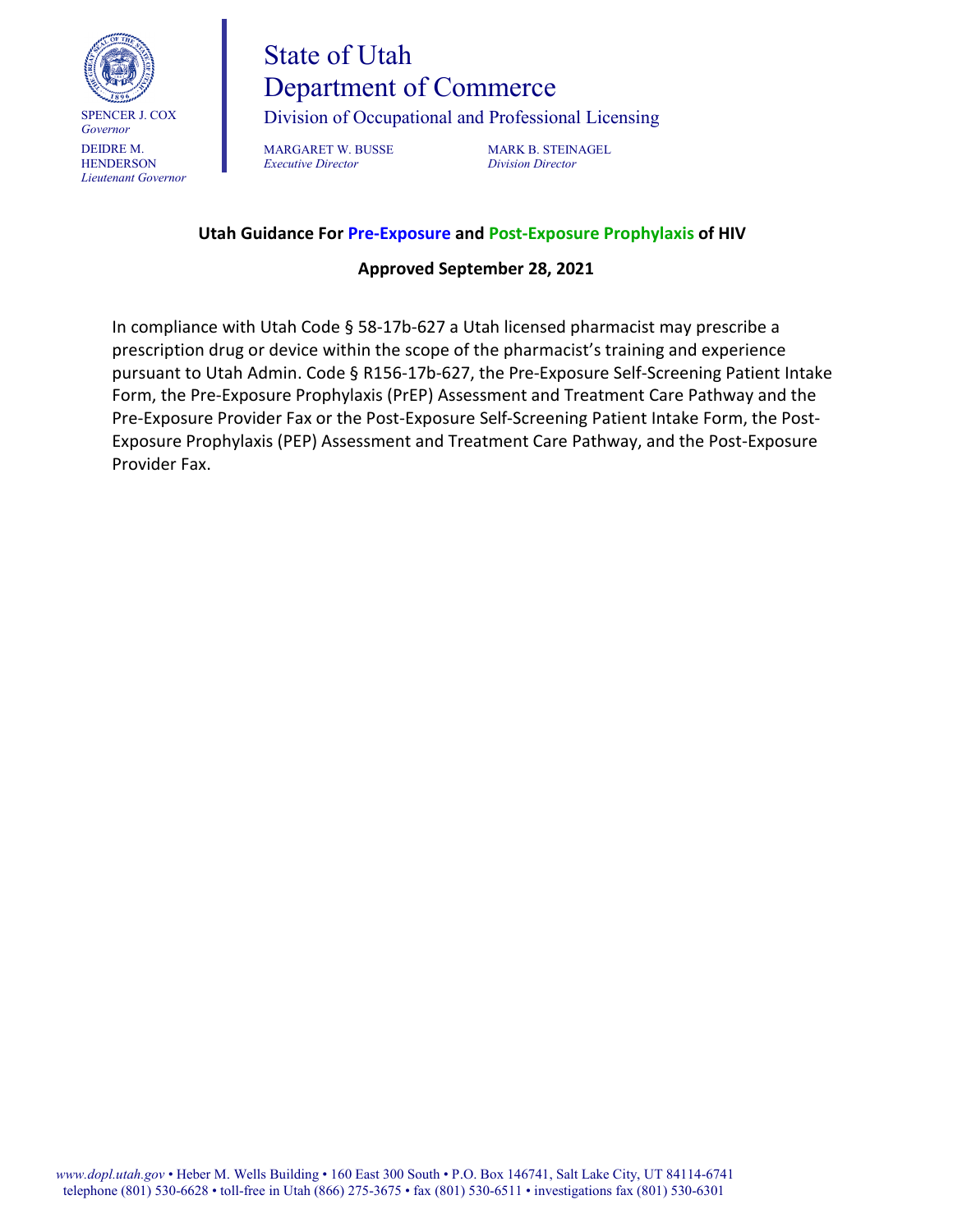SPENCER J. COX
*Governor*

DEIDRE M. HENDERSON
*Lieutenant Governor*

# State of Utah
# Department of Commerce

Division of Occupational and Professional Licensing

MARGARET W. BUSSE
*Executive Director*

MARK B. STEINAGEL
*Division Director*

**Utah Guidance For Pre-Exposure and Post-Exposure Prophylaxis of HIV**

**Approved September 28, 2021**

In compliance with Utah Code § 58-17b-627 a Utah licensed pharmacist may prescribe a prescription drug or device within the scope of the pharmacist's training and experience pursuant to Utah Admin. Code § R156-17b-627, the Pre-Exposure Self-Screening Patient Intake Form, the Pre-Exposure Prophylaxis (PrEP) Assessment and Treatment Care Pathway and the Pre-Exposure Provider Fax or the Post-Exposure Self-Screening Patient Intake Form, the Post-Exposure Prophylaxis (PEP) Assessment and Treatment Care Pathway, and the Post-Exposure Provider Fax.

*www.dopl.utah.gov* • Heber M. Wells Building • 160 East 300 South • P.O. Box 146741, Salt Lake City, UT 84114-6741
telephone (801) 530-6628 • toll-free in Utah (866) 275-3675 • fax (801) 530-6511 • investigations fax (801) 530-6301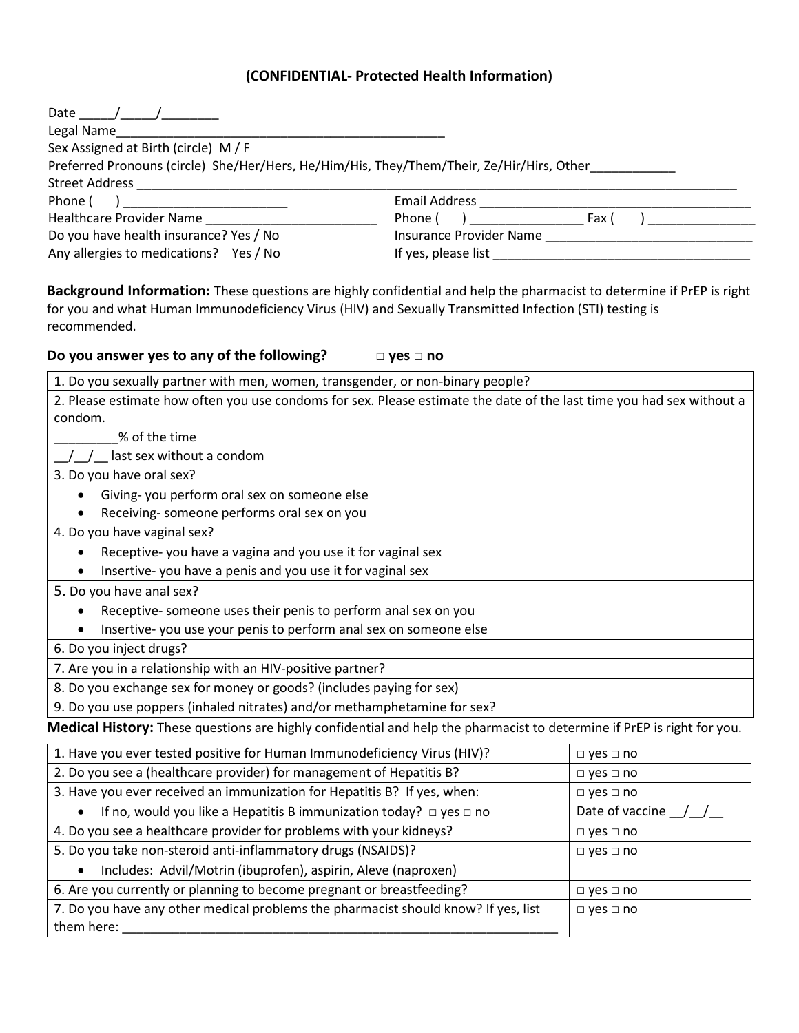# (CONFIDENTIAL- Protected Health Information)

Date _____/_____/________

Legal Name_______________________________________________

Sex Assigned at Birth (circle) M / F

Preferred Pronouns (circle) She/Her/Hers, He/Him/His, They/Them/Their, Ze/Hir/Hirs, Other____________

Street Address ________________________________________________________________________________________

Phone ( ) _______________________ Email Address ______________________________________

Healthcare Provider Name ________________________ Phone ( ) ________________ Fax ( ) _______________

Do you have health insurance? Yes / No Insurance Provider Name _____________________________

Any allergies to medications? Yes / No If yes, please list ____________________________________

**Background Information:** These questions are highly confidential and help the pharmacist to determine if PrEP is right for you and what Human Immunodeficiency Virus (HIV) and Sexually Transmitted Infection (STI) testing is recommended.

**Do you answer yes to any of the following? □ yes □ no**

| |
|---|
| 1. Do you sexually partner with men, women, transgender, or non-binary people? |
| 2. Please estimate how often you use condoms for sex. Please estimate the date of the last time you had sex without a condom.<br>_________% of the time<br>__/__/__ last sex without a condom |
| 3. Do you have oral sex?<br>• Giving- you perform oral sex on someone else<br>• Receiving- someone performs oral sex on you |
| 4. Do you have vaginal sex?<br>• Receptive- you have a vagina and you use it for vaginal sex<br>• Insertive- you have a penis and you use it for vaginal sex |
| 5. Do you have anal sex?<br>• Receptive- someone uses their penis to perform anal sex on you<br>• Insertive- you use your penis to perform anal sex on someone else |
| 6. Do you inject drugs? |
| 7. Are you in a relationship with an HIV-positive partner? |
| 8. Do you exchange sex for money or goods? (includes paying for sex) |
| 9. Do you use poppers (inhaled nitrates) and/or methamphetamine for sex? |

**Medical History:** These questions are highly confidential and help the pharmacist to determine if PrEP is right for you.

| | |
|---|---|
| 1. Have you ever tested positive for Human Immunodeficiency Virus (HIV)? | □ yes □ no |
| 2. Do you see a (healthcare provider) for management of Hepatitis B? | □ yes □ no |
| 3. Have you ever received an immunization for Hepatitis B? If yes, when:<br>• If no, would you like a Hepatitis B immunization today? □ yes □ no | □ yes □ no<br>Date of vaccine __/__/__ |
| 4. Do you see a healthcare provider for problems with your kidneys? | □ yes □ no |
| 5. Do you take non-steroid anti-inflammatory drugs (NSAIDS)?<br>• Includes: Advil/Motrin (ibuprofen), aspirin, Aleve (naproxen) | □ yes □ no |
| 6. Are you currently or planning to become pregnant or breastfeeding? | □ yes □ no |
| 7. Do you have any other medical problems the pharmacist should know? If yes, list them here: _______________________________________________________________ | □ yes □ no |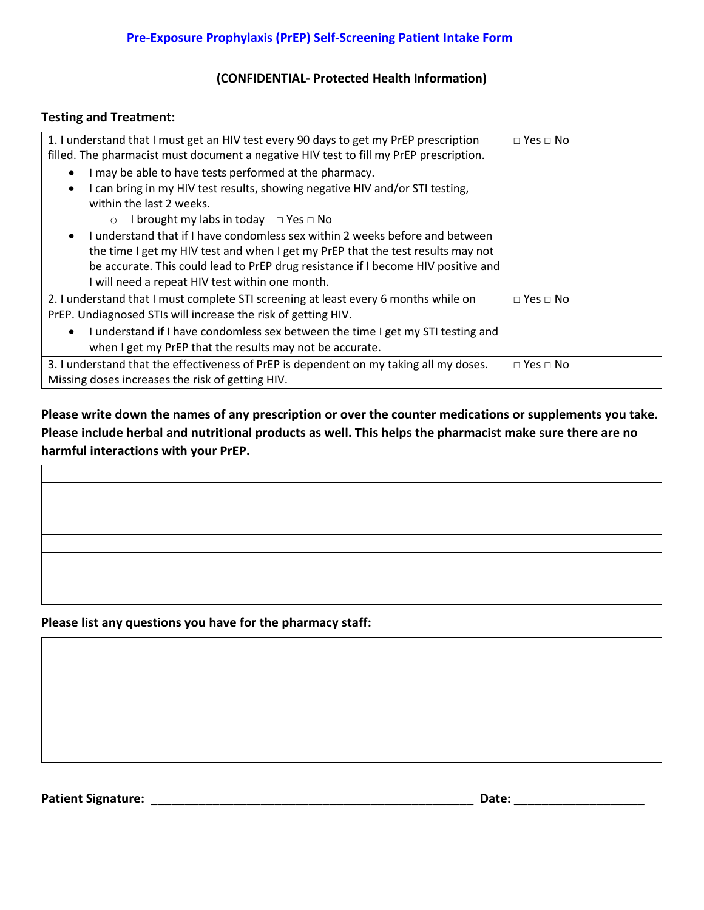## Pre-Exposure Prophylaxis (PrEP) Self-Screening Patient Intake Form

**(CONFIDENTIAL- Protected Health Information)**

**Testing and Treatment:**

| | |
|---|---|
| 1. I understand that I must get an HIV test every 90 days to get my PrEP prescription filled. The pharmacist must document a negative HIV test to fill my PrEP prescription.<br>• I may be able to have tests performed at the pharmacy.<br>• I can bring in my HIV test results, showing negative HIV and/or STI testing, within the last 2 weeks.<br>  ○ I brought my labs in today □ Yes □ No<br>• I understand that if I have condomless sex within 2 weeks before and between the time I get my HIV test and when I get my PrEP that the test results may not be accurate. This could lead to PrEP drug resistance if I become HIV positive and I will need a repeat HIV test within one month. | □ Yes □ No |
| 2. I understand that I must complete STI screening at least every 6 months while on PrEP. Undiagnosed STIs will increase the risk of getting HIV.<br>• I understand if I have condomless sex between the time I get my STI testing and when I get my PrEP that the results may not be accurate. | □ Yes □ No |
| 3. I understand that the effectiveness of PrEP is dependent on my taking all my doses. Missing doses increases the risk of getting HIV. | □ Yes □ No |

**Please write down the names of any prescription or over the counter medications or supplements you take. Please include herbal and nutritional products as well. This helps the pharmacist make sure there are no harmful interactions with your PrEP.**

| |
|---|
| |
| |
| |
| |
| |
| |
| |
| |

**Please list any questions you have for the pharmacy staff:**

| |
|---|
| |

**Patient Signature:** ___________________________________________________ **Date:** ___________________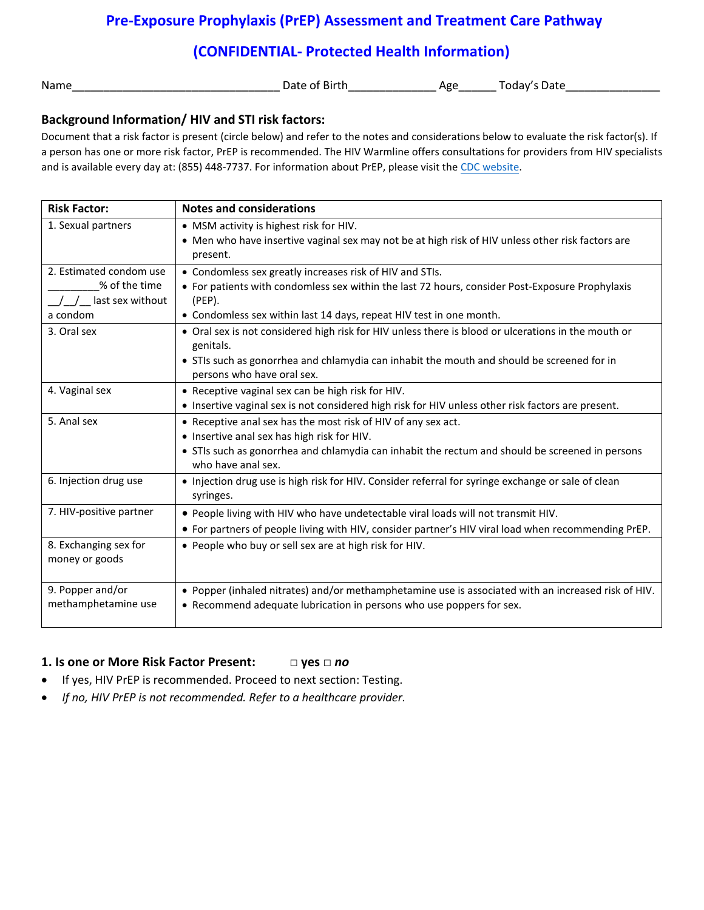# Pre-Exposure Prophylaxis (PrEP) Assessment and Treatment Care Pathway

## (CONFIDENTIAL- Protected Health Information)

Name_________________________________ Date of Birth______________ Age______ Today's Date_______________

### Background Information/ HIV and STI risk factors:

Document that a risk factor is present (circle below) and refer to the notes and considerations below to evaluate the risk factor(s). If a person has one or more risk factor, PrEP is recommended. The HIV Warmline offers consultations for providers from HIV specialists and is available every day at: (855) 448-7737. For information about PrEP, please visit the CDC website.

| Risk Factor: | Notes and considerations |
|---|---|
| 1. Sexual partners | • MSM activity is highest risk for HIV.<br>• Men who have insertive vaginal sex may not be at high risk of HIV unless other risk factors are present. |
| 2. Estimated condom use _________% of the time __/__/__ last sex without a condom | • Condomless sex greatly increases risk of HIV and STIs.<br>• For patients with condomless sex within the last 72 hours, consider Post-Exposure Prophylaxis (PEP).<br>• Condomless sex within last 14 days, repeat HIV test in one month. |
| 3. Oral sex | • Oral sex is not considered high risk for HIV unless there is blood or ulcerations in the mouth or genitals.<br>• STIs such as gonorrhea and chlamydia can inhabit the mouth and should be screened for in persons who have oral sex. |
| 4. Vaginal sex | • Receptive vaginal sex can be high risk for HIV.<br>• Insertive vaginal sex is not considered high risk for HIV unless other risk factors are present. |
| 5. Anal sex | • Receptive anal sex has the most risk of HIV of any sex act.<br>• Insertive anal sex has high risk for HIV.<br>• STIs such as gonorrhea and chlamydia can inhabit the rectum and should be screened in persons who have anal sex. |
| 6. Injection drug use | • Injection drug use is high risk for HIV. Consider referral for syringe exchange or sale of clean syringes. |
| 7. HIV-positive partner | • People living with HIV who have undetectable viral loads will not transmit HIV.<br>• For partners of people living with HIV, consider partner's HIV viral load when recommending PrEP. |
| 8. Exchanging sex for money or goods | • People who buy or sell sex are at high risk for HIV. |
| 9. Popper and/or methamphetamine use | • Popper (inhaled nitrates) and/or methamphetamine use is associated with an increased risk of HIV.<br>• Recommend adequate lubrication in persons who use poppers for sex. |

### 1. Is one or More Risk Factor Present: □ yes □ *no*

- If yes, HIV PrEP is recommended. Proceed to next section: Testing.
- *If no, HIV PrEP is not recommended. Refer to a healthcare provider.*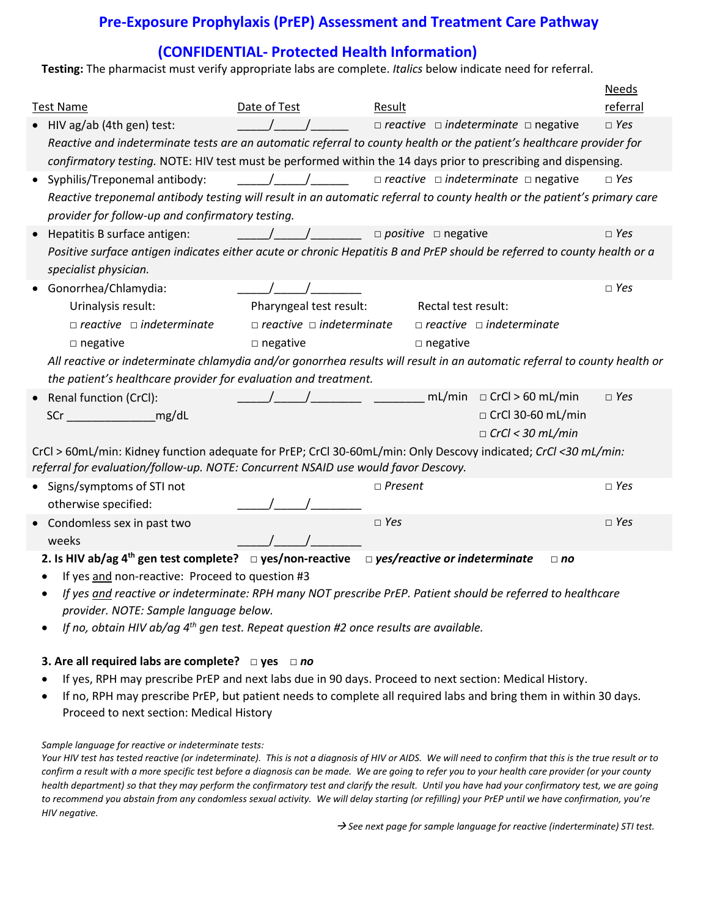# Pre-Exposure Prophylaxis (PrEP) Assessment and Treatment Care Pathway

## (CONFIDENTIAL- Protected Health Information)

**Testing:** The pharmacist must verify appropriate labs are complete. *Italics* below indicate need for referral.

| Test Name | Date of Test | Result | Needs referral |
|---|---|---|---|
| • HIV ag/ab (4th gen) test: | _____/_____/______ | □ *reactive* □ *indeterminate* □ negative | □ *Yes* |

*Reactive and indeterminate tests are an automatic referral to county health or the patient's healthcare provider for confirmatory testing.* NOTE: HIV test must be performed within the 14 days prior to prescribing and dispensing.

| Test Name | Date of Test | Result | Needs referral |
|---|---|---|---|
| • Syphilis/Treponemal antibody: | _____/_____/______ | □ *reactive* □ *indeterminate* □ negative | □ *Yes* |

*Reactive treponemal antibody testing will result in an automatic referral to county health or the patient's primary care provider for follow-up and confirmatory testing.*

| Test Name | Date of Test | Result | Needs referral |
|---|---|---|---|
| • Hepatitis B surface antigen: | _____/_____/________ | □ *positive* □ negative | □ *Yes* |

*Positive surface antigen indicates either acute or chronic Hepatitis B and PrEP should be referred to county health or a specialist physician.*

| Test Name | Date of Test | | Needs referral |
|---|---|---|---|
| • Gonorrhea/Chlamydia: | _____/_____/________ | | □ *Yes* |
| Urinalysis result: | Pharyngeal test result: | Rectal test result: | |
| □ *reactive* □ *indeterminate* □ negative | □ *reactive* □ *indeterminate* □ negative | □ *reactive* □ *indeterminate* □ negative | |

*All reactive or indeterminate chlamydia and/or gonorrhea results will result in an automatic referral to county health or the patient's healthcare provider for evaluation and treatment.*

| Test Name | Date of Test | Result | | Needs referral |
|---|---|---|---|---|
| • Renal function (CrCl): SCr ______________mg/dL | _____/_____/________ | ________ mL/min | □ CrCl > 60 mL/min □ CrCl 30-60 mL/min □ *CrCl < 30 mL/min* | □ *Yes* |

CrCl > 60mL/min: Kidney function adequate for PrEP; CrCl 30-60mL/min: Only Descovy indicated; *CrCl <30 mL/min: referral for evaluation/follow-up. NOTE: Concurrent NSAID use would favor Descovy.*

| Test Name | Date of Test | Result | Needs referral |
|---|---|---|---|
| • Signs/symptoms of STI not otherwise specified: | _____/_____/________ | □ *Present* | □ *Yes* |
| • Condomless sex in past two weeks | _____/_____/________ | □ *Yes* | □ *Yes* |

**2. Is HIV ab/ag 4th gen test complete?** □ **yes/non-reactive** □ ***yes/reactive or indeterminate*** □ ***no***

- If yes and non-reactive: Proceed to question #3
- *If yes and reactive or indeterminate: RPH many NOT prescribe PrEP. Patient should be referred to healthcare provider. NOTE: Sample language below.*
- *If no, obtain HIV ab/ag 4th gen test. Repeat question #2 once results are available.*

**3. Are all required labs are complete?** □ **yes** □ ***no***

- If yes, RPH may prescribe PrEP and next labs due in 90 days. Proceed to next section: Medical History.
- If no, RPH may prescribe PrEP, but patient needs to complete all required labs and bring them in within 30 days. Proceed to next section: Medical History

*Sample language for reactive or indeterminate tests:*
*Your HIV test has tested reactive (or indeterminate). This is not a diagnosis of HIV or AIDS. We will need to confirm that this is the true result or to confirm a result with a more specific test before a diagnosis can be made. We are going to refer you to your health care provider (or your county health department) so that they may perform the confirmatory test and clarify the result. Until you have had your confirmatory test, we are going to recommend you abstain from any condomless sexual activity. We will delay starting (or refilling) your PrEP until we have confirmation, you're HIV negative.*

*→ See next page for sample language for reactive (inderterminate) STI test.*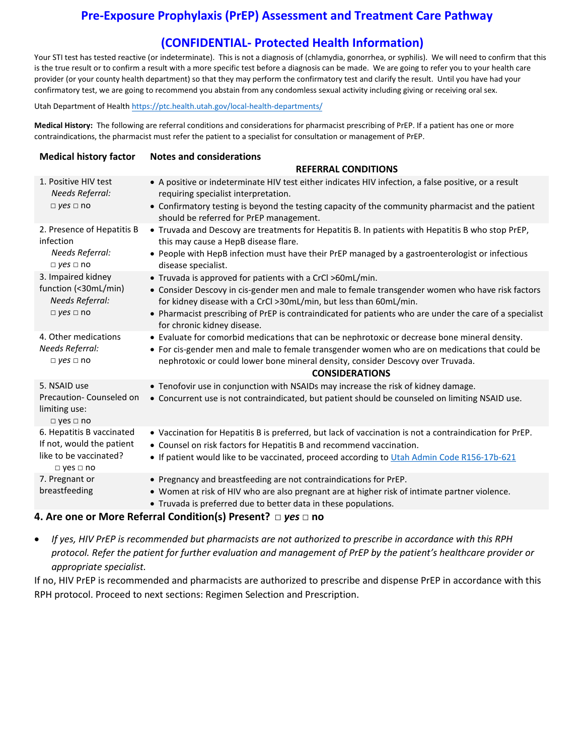# Pre-Exposure Prophylaxis (PrEP) Assessment and Treatment Care Pathway

## (CONFIDENTIAL- Protected Health Information)

Your STI test has tested reactive (or indeterminate). This is not a diagnosis of (chlamydia, gonorrhea, or syphilis). We will need to confirm that this is the true result or to confirm a result with a more specific test before a diagnosis can be made. We are going to refer you to your health care provider (or your county health department) so that they may perform the confirmatory test and clarify the result. Until you have had your confirmatory test, we are going to recommend you abstain from any condomless sexual activity including giving or receiving oral sex.

Utah Department of Health https://ptc.health.utah.gov/local-health-departments/

**Medical History:** The following are referral conditions and considerations for pharmacist prescribing of PrEP. If a patient has one or more contraindications, the pharmacist must refer the patient to a specialist for consultation or management of PrEP.

| Medical history factor | Notes and considerations |
|---|---|
| | **REFERRAL CONDITIONS** |
| 1. Positive HIV test<br>*Needs Referral:*<br>□ *yes* □ no | • A positive or indeterminate HIV test either indicates HIV infection, a false positive, or a result requiring specialist interpretation.<br>• Confirmatory testing is beyond the testing capacity of the community pharmacist and the patient should be referred for PrEP management. |
| 2. Presence of Hepatitis B infection<br>*Needs Referral:*<br>□ *yes* □ no | • Truvada and Descovy are treatments for Hepatitis B. In patients with Hepatitis B who stop PrEP, this may cause a HepB disease flare.<br>• People with HepB infection must have their PrEP managed by a gastroenterologist or infectious disease specialist. |
| 3. Impaired kidney function (<30mL/min)<br>*Needs Referral:*<br>□ *yes* □ no | • Truvada is approved for patients with a CrCl >60mL/min.<br>• Consider Descovy in cis-gender men and male to female transgender women who have risk factors for kidney disease with a CrCl >30mL/min, but less than 60mL/min.<br>• Pharmacist prescribing of PrEP is contraindicated for patients who are under the care of a specialist for chronic kidney disease. |
| 4. Other medications<br>*Needs Referral:*<br>□ *yes* □ no | • Evaluate for comorbid medications that can be nephrotoxic or decrease bone mineral density.<br>• For cis-gender men and male to female transgender women who are on medications that could be nephrotoxic or could lower bone mineral density, consider Descovy over Truvada. |
| | **CONSIDERATIONS** |
| 5. NSAID use<br>Precaution- Counseled on limiting use:<br>□ yes □ no | • Tenofovir use in conjunction with NSAIDs may increase the risk of kidney damage.<br>• Concurrent use is not contraindicated, but patient should be counseled on limiting NSAID use. |
| 6. Hepatitis B vaccinated<br>If not, would the patient like to be vaccinated?<br>□ yes □ no | • Vaccination for Hepatitis B is preferred, but lack of vaccination is not a contraindication for PrEP.<br>• Counsel on risk factors for Hepatitis B and recommend vaccination.<br>• If patient would like to be vaccinated, proceed according to Utah Admin Code R156-17b-621 |
| 7. Pregnant or breastfeeding | • Pregnancy and breastfeeding are not contraindications for PrEP.<br>• Women at risk of HIV who are also pregnant are at higher risk of intimate partner violence.<br>• Truvada is preferred due to better data in these populations. |

**4. Are one or More Referral Condition(s) Present? □ *yes* □ no**

- *If yes, HIV PrEP is recommended but pharmacists are not authorized to prescribe in accordance with this RPH protocol. Refer the patient for further evaluation and management of PrEP by the patient's healthcare provider or appropriate specialist.*

If no, HIV PrEP is recommended and pharmacists are authorized to prescribe and dispense PrEP in accordance with this RPH protocol. Proceed to next sections: Regimen Selection and Prescription.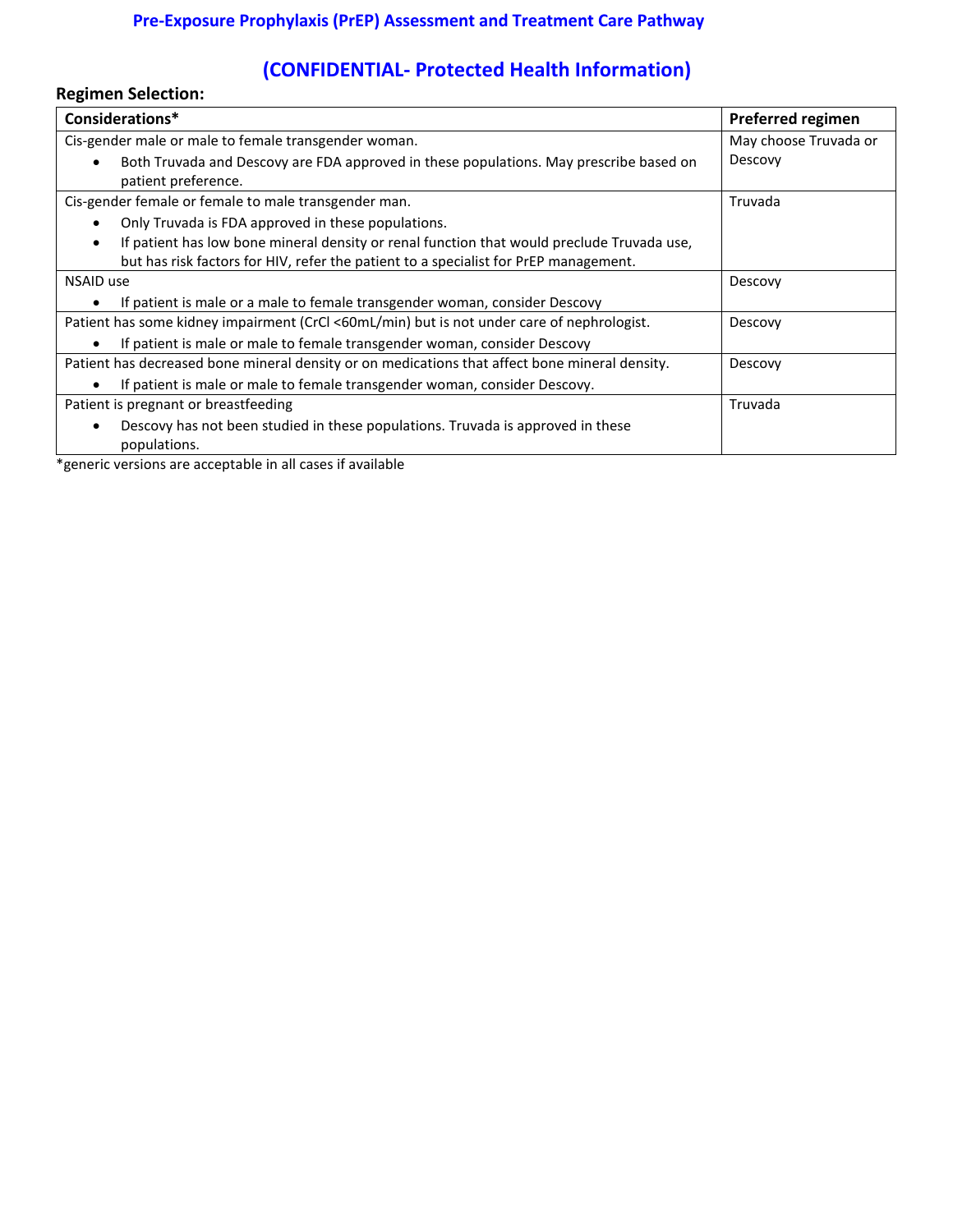**Pre-Exposure Prophylaxis (PrEP) Assessment and Treatment Care Pathway**

**(CONFIDENTIAL- Protected Health Information)**

**Regimen Selection:**

| Considerations* | Preferred regimen |
|---|---|
| Cis-gender male or male to female transgender woman.<br>• Both Truvada and Descovy are FDA approved in these populations. May prescribe based on patient preference. | May choose Truvada or Descovy |
| Cis-gender female or female to male transgender man.<br>• Only Truvada is FDA approved in these populations.<br>• If patient has low bone mineral density or renal function that would preclude Truvada use, but has risk factors for HIV, refer the patient to a specialist for PrEP management. | Truvada |
| NSAID use<br>• If patient is male or a male to female transgender woman, consider Descovy | Descovy |
| Patient has some kidney impairment (CrCl <60mL/min) but is not under care of nephrologist.<br>• If patient is male or male to female transgender woman, consider Descovy | Descovy |
| Patient has decreased bone mineral density or on medications that affect bone mineral density.<br>• If patient is male or male to female transgender woman, consider Descovy. | Descovy |
| Patient is pregnant or breastfeeding<br>• Descovy has not been studied in these populations. Truvada is approved in these populations. | Truvada |

*generic versions are acceptable in all cases if available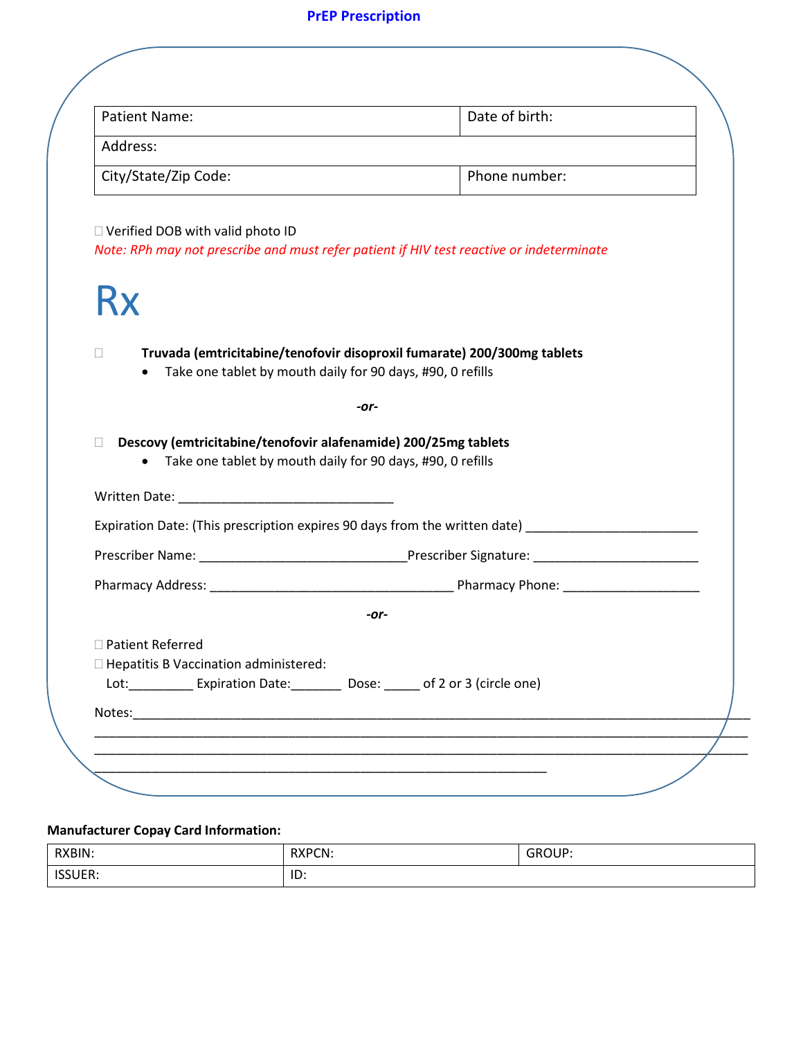# PrEP Prescription

| Patient Name: | Date of birth: |
|---|---|
| Address: | |
| City/State/Zip Code: | Phone number: |

☐ Verified DOB with valid photo ID

*Note: RPh may not prescribe and must refer patient if HIV test reactive or indeterminate*

# Rx

☐ **Truvada (emtricitabine/tenofovir disoproxil fumarate) 200/300mg tablets**

- Take one tablet by mouth daily for 90 days, #90, 0 refills

***-or-***

☐ **Descovy (emtricitabine/tenofovir alafenamide) 200/25mg tablets**

- Take one tablet by mouth daily for 90 days, #90, 0 refills

Written Date: ______________________________

Expiration Date: (This prescription expires 90 days from the written date) ________________________

Prescriber Name: _____________________________ Prescriber Signature: _______________________

Pharmacy Address: __________________________________ Pharmacy Phone: ___________________

***-or-***

☐ Patient Referred

☐ Hepatitis B Vaccination administered:

Lot:_________ Expiration Date:_______ Dose: _____ of 2 or 3 (circle one)

Notes:_______________________________________________________________________________

_____________________________________________________________________________________

_____________________________________________________________________________________

_______________________________________________________________

**Manufacturer Copay Card Information:**

| RXBIN: | RXPCN: | GROUP: |
|---|---|---|
| ISSUER: | ID: | |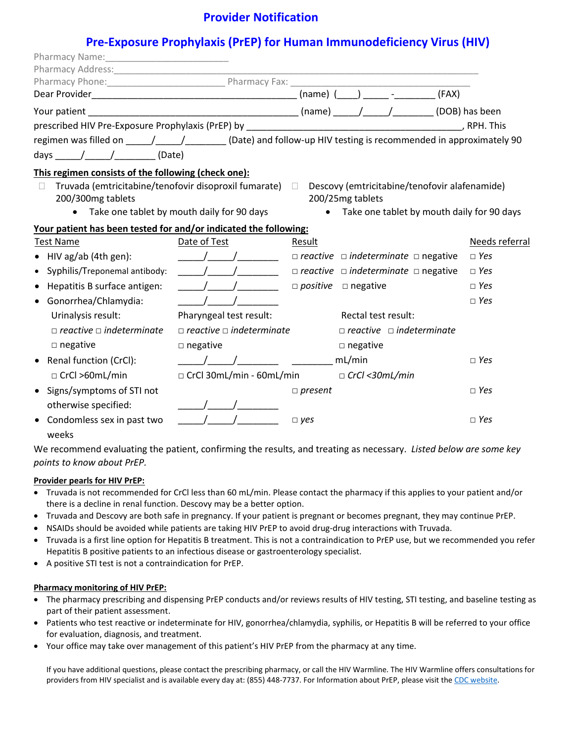# Provider Notification

## Pre-Exposure Prophylaxis (PrEP) for Human Immunodeficiency Virus (HIV)

Pharmacy Name:________________________

Pharmacy Address:___________________________________________________________________

Pharmacy Phone:_______________________ Pharmacy Fax: _____________________________________

Dear Provider__________________________________________ (name) (____) _____ -________ (FAX)

Your patient ________________________________________ (name) _____/_____/________ (DOB) has been prescribed HIV Pre-Exposure Prophylaxis (PrEP) by ___________________________________________, RPH. This regimen was filled on _____/_____/________ (Date) and follow-up HIV testing is recommended in approximately 90 days _____/_____/________ (Date)

**This regimen consists of the following (check one):**

☐ Truvada (emtricitabine/tenofovir disoproxil fumarate) 200/300mg tablets
- Take one tablet by mouth daily for 90 days

☐ Descovy (emtricitabine/tenofovir alafenamide) 200/25mg tablets
- Take one tablet by mouth daily for 90 days

**Your patient has been tested for and/or indicated the following:**

| Test Name | Date of Test | Result | | | Needs referral |
|---|---|---|---|---|---|
| • HIV ag/ab (4th gen): | _____/_____/________ | □ *reactive* | □ *indeterminate* | □ negative | □ *Yes* |
| • Syphilis/Treponemal antibody: | _____/_____/________ | □ *reactive* | □ *indeterminate* | □ negative | □ *Yes* |
| • Hepatitis B surface antigen: | _____/_____/________ | □ *positive* | □ negative | | □ *Yes* |
| • Gonorrhea/Chlamydia: | _____/_____/________ | | | | □ *Yes* |
| Urinalysis result: □ *reactive* □ *indeterminate* □ negative | Pharyngeal test result: □ *reactive* □ *indeterminate* □ negative | | Rectal test result: □ *reactive* □ *indeterminate* □ negative | | |
| • Renal function (CrCl): | _____/_____/________ | ________ mL/min | | | □ *Yes* |
| □ CrCl >60mL/min | □ CrCl 30mL/min - 60mL/min | | □ *CrCl <30mL/min* | | |
| • Signs/symptoms of STI not otherwise specified: | _____/_____/________ | □ *present* | | | □ *Yes* |
| • Condomless sex in past two weeks | _____/_____/________ | □ *yes* | | | □ *Yes* |

We recommend evaluating the patient, confirming the results, and treating as necessary. *Listed below are some key points to know about PrEP.*

**Provider pearls for HIV PrEP:**

- Truvada is not recommended for CrCl less than 60 mL/min. Please contact the pharmacy if this applies to your patient and/or there is a decline in renal function. Descovy may be a better option.
- Truvada and Descovy are both safe in pregnancy. If your patient is pregnant or becomes pregnant, they may continue PrEP.
- NSAIDs should be avoided while patients are taking HIV PrEP to avoid drug-drug interactions with Truvada.
- Truvada is a first line option for Hepatitis B treatment. This is not a contraindication to PrEP use, but we recommended you refer Hepatitis B positive patients to an infectious disease or gastroenterology specialist.
- A positive STI test is not a contraindication for PrEP.

**Pharmacy monitoring of HIV PrEP:**

- The pharmacy prescribing and dispensing PrEP conducts and/or reviews results of HIV testing, STI testing, and baseline testing as part of their patient assessment.
- Patients who test reactive or indeterminate for HIV, gonorrhea/chlamydia, syphilis, or Hepatitis B will be referred to your office for evaluation, diagnosis, and treatment.
- Your office may take over management of this patient's HIV PrEP from the pharmacy at any time.

If you have additional questions, please contact the prescribing pharmacy, or call the HIV Warmline. The HIV Warmline offers consultations for providers from HIV specialist and is available every day at: (855) 448-7737. For Information about PrEP, please visit the CDC website.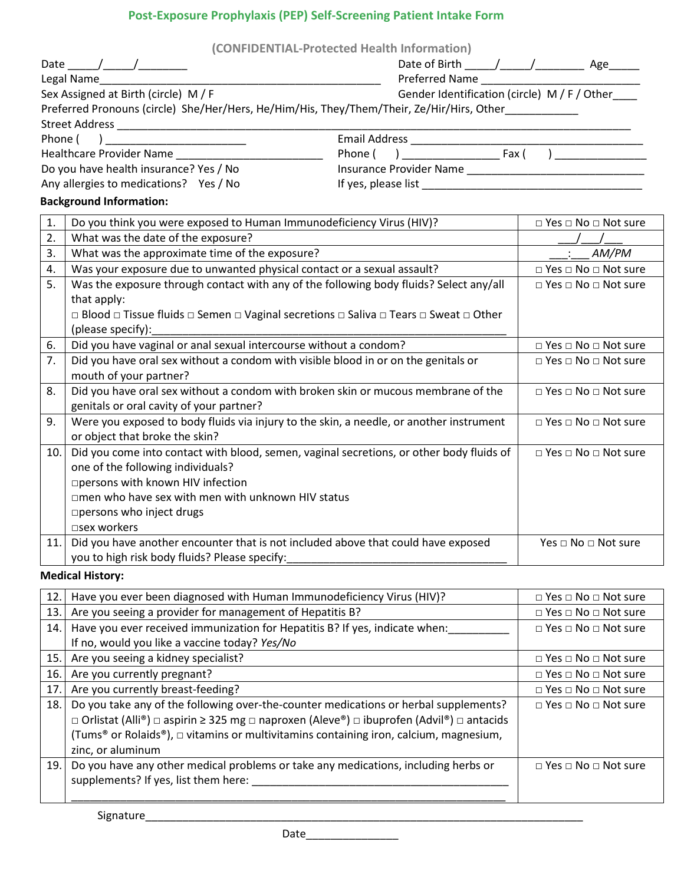# Post-Exposure Prophylaxis (PEP) Self-Screening Patient Intake Form

**(CONFIDENTIAL-Protected Health Information)**

Date _____/_____/________ Date of Birth _____/_____/________ Age_____

Legal Name________________________________________________ Preferred Name __________________________

Sex Assigned at Birth (circle) M / F Gender Identification (circle) M / F / Other____

Preferred Pronouns (circle) She/Her/Hers, He/Him/His, They/Them/Their, Ze/Hir/Hirs, Other____________

Street Address ___________________________________________________________________________________

Phone ( ) ________________________ Email Address ________________________________________

Healthcare Provider Name _________________________ Phone ( ) ________________ Fax ( ) _______________

Do you have health insurance? Yes / No Insurance Provider Name ______________________________

Any allergies to medications? Yes / No If yes, please list _____________________________________

**Background Information:**

| | | |
|---|---|---|
| 1. | Do you think you were exposed to Human Immunodeficiency Virus (HIV)? | □ Yes □ No □ Not sure |
| 2. | What was the date of the exposure? | ___/___/___ |
| 3. | What was the approximate time of the exposure? | ___:___ AM/PM |
| 4. | Was your exposure due to unwanted physical contact or a sexual assault? | □ Yes □ No □ Not sure |
| 5. | Was the exposure through contact with any of the following body fluids? Select any/all that apply: □ Blood □ Tissue fluids □ Semen □ Vaginal secretions □ Saliva □ Tears □ Sweat □ Other (please specify):_____________________________________________ | □ Yes □ No □ Not sure |
| 6. | Did you have vaginal or anal sexual intercourse without a condom? | □ Yes □ No □ Not sure |
| 7. | Did you have oral sex without a condom with visible blood in or on the genitals or mouth of your partner? | □ Yes □ No □ Not sure |
| 8. | Did you have oral sex without a condom with broken skin or mucous membrane of the genitals or oral cavity of your partner? | □ Yes □ No □ Not sure |
| 9. | Were you exposed to body fluids via injury to the skin, a needle, or another instrument or object that broke the skin? | □ Yes □ No □ Not sure |
| 10. | Did you come into contact with blood, semen, vaginal secretions, or other body fluids of one of the following individuals? □persons with known HIV infection □men who have sex with men with unknown HIV status □persons who inject drugs □sex workers | □ Yes □ No □ Not sure |
| 11. | Did you have another encounter that is not included above that could have exposed you to high risk body fluids? Please specify:_________________________________ | Yes □ No □ Not sure |

**Medical History:**

| | | |
|---|---|---|
| 12. | Have you ever been diagnosed with Human Immunodeficiency Virus (HIV)? | □ Yes □ No □ Not sure |
| 13. | Are you seeing a provider for management of Hepatitis B? | □ Yes □ No □ Not sure |
| 14. | Have you ever received immunization for Hepatitis B? If yes, indicate when:__________ If no, would you like a vaccine today? *Yes/No* | □ Yes □ No □ Not sure |
| 15. | Are you seeing a kidney specialist? | □ Yes □ No □ Not sure |
| 16. | Are you currently pregnant? | □ Yes □ No □ Not sure |
| 17. | Are you currently breast-feeding? | □ Yes □ No □ Not sure |
| 18. | Do you take any of the following over-the-counter medications or herbal supplements? □ Orlistat (Alli®) □ aspirin ≥ 325 mg □ naproxen (Aleve®) □ ibuprofen (Advil®) □ antacids (Tums® or Rolaids®), □ vitamins or multivitamins containing iron, calcium, magnesium, zinc, or aluminum | □ Yes □ No □ Not sure |
| 19. | Do you have any other medical problems or take any medications, including herbs or supplements? If yes, list them here: ___________________________________________ | □ Yes □ No □ Not sure |

Signature___________________________________________________________________________

Date_______________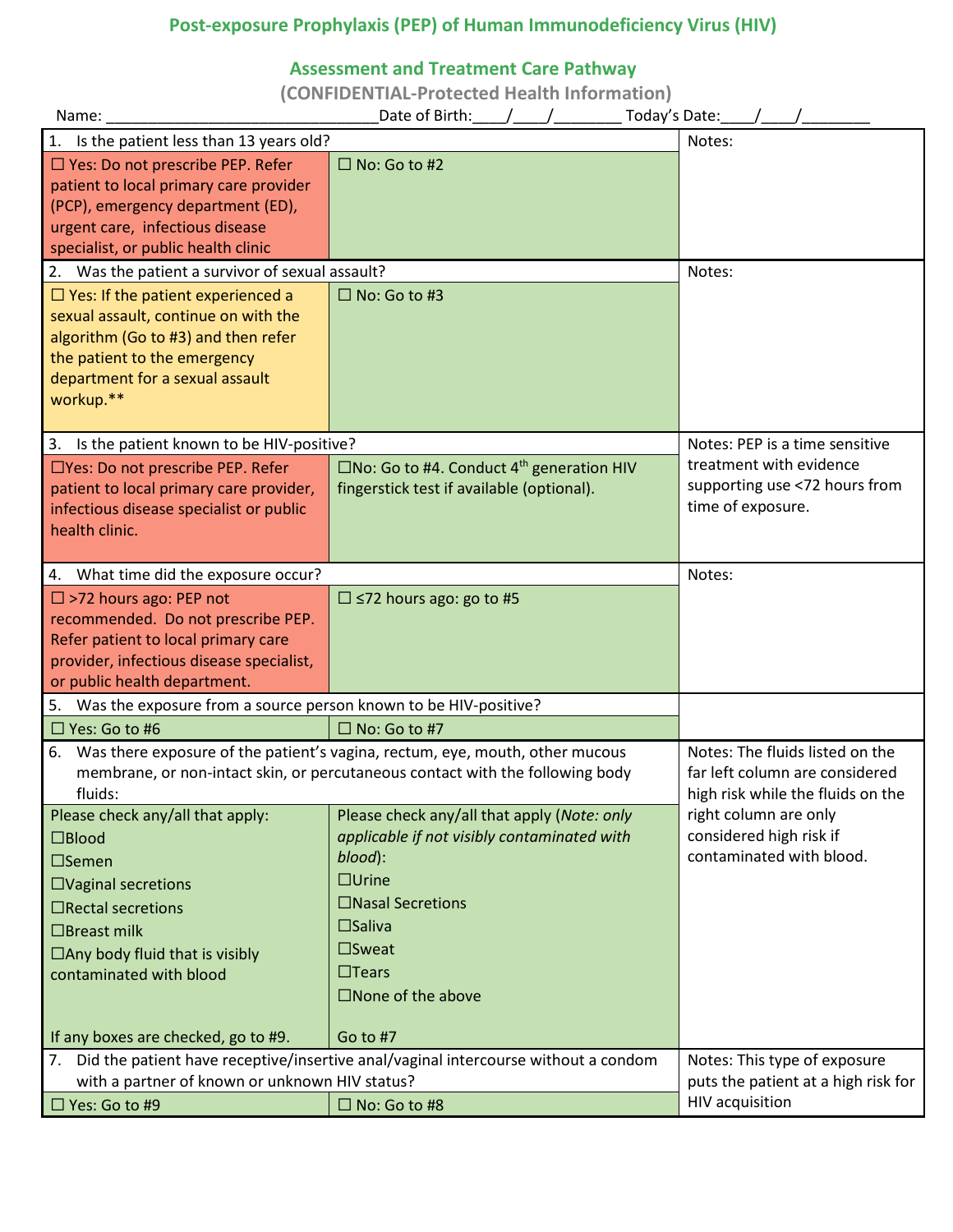## Post-exposure Prophylaxis (PEP) of Human Immunodeficiency Virus (HIV)

### Assessment and Treatment Care Pathway

**(CONFIDENTIAL-Protected Health Information)**

Name: ______________________________ Date of Birth:____/____/________ Today's Date:____/____/________

| Question | | Notes |
|---|---|---|
| 1. Is the patient less than 13 years old? | | Notes: |
| ☐ Yes: Do not prescribe PEP. Refer patient to local primary care provider (PCP), emergency department (ED), urgent care, infectious disease specialist, or public health clinic | ☐ No: Go to #2 | |
| 2. Was the patient a survivor of sexual assault? | | Notes: |
| ☐ Yes: If the patient experienced a sexual assault, continue on with the algorithm (Go to #3) and then refer the patient to the emergency department for a sexual assault workup.** | ☐ No: Go to #3 | |
| 3. Is the patient known to be HIV-positive? | | Notes: PEP is a time sensitive treatment with evidence supporting use <72 hours from time of exposure. |
| ☐Yes: Do not prescribe PEP. Refer patient to local primary care provider, infectious disease specialist or public health clinic. | ☐No: Go to #4. Conduct 4th generation HIV fingerstick test if available (optional). | |
| 4. What time did the exposure occur? | | Notes: |
| ☐ >72 hours ago: PEP not recommended. Do not prescribe PEP. Refer patient to local primary care provider, infectious disease specialist, or public health department. | ☐ ≤72 hours ago: go to #5 | |
| 5. Was the exposure from a source person known to be HIV-positive? | | |
| ☐ Yes: Go to #6 | ☐ No: Go to #7 | |
| 6. Was there exposure of the patient's vagina, rectum, eye, mouth, other mucous membrane, or non-intact skin, or percutaneous contact with the following body fluids: | | Notes: The fluids listed on the far left column are considered high risk while the fluids on the right column are only considered high risk if contaminated with blood. |
| Please check any/all that apply:<br>☐Blood<br>☐Semen<br>☐Vaginal secretions<br>☐Rectal secretions<br>☐Breast milk<br>☐Any body fluid that is visibly contaminated with blood<br><br>If any boxes are checked, go to #9. | Please check any/all that apply (*Note: only applicable if not visibly contaminated with blood*):<br>☐Urine<br>☐Nasal Secretions<br>☐Saliva<br>☐Sweat<br>☐Tears<br>☐None of the above<br><br>Go to #7 | |
| 7. Did the patient have receptive/insertive anal/vaginal intercourse without a condom with a partner of known or unknown HIV status? | | Notes: This type of exposure puts the patient at a high risk for HIV acquisition |
| ☐ Yes: Go to #9 | ☐ No: Go to #8 | |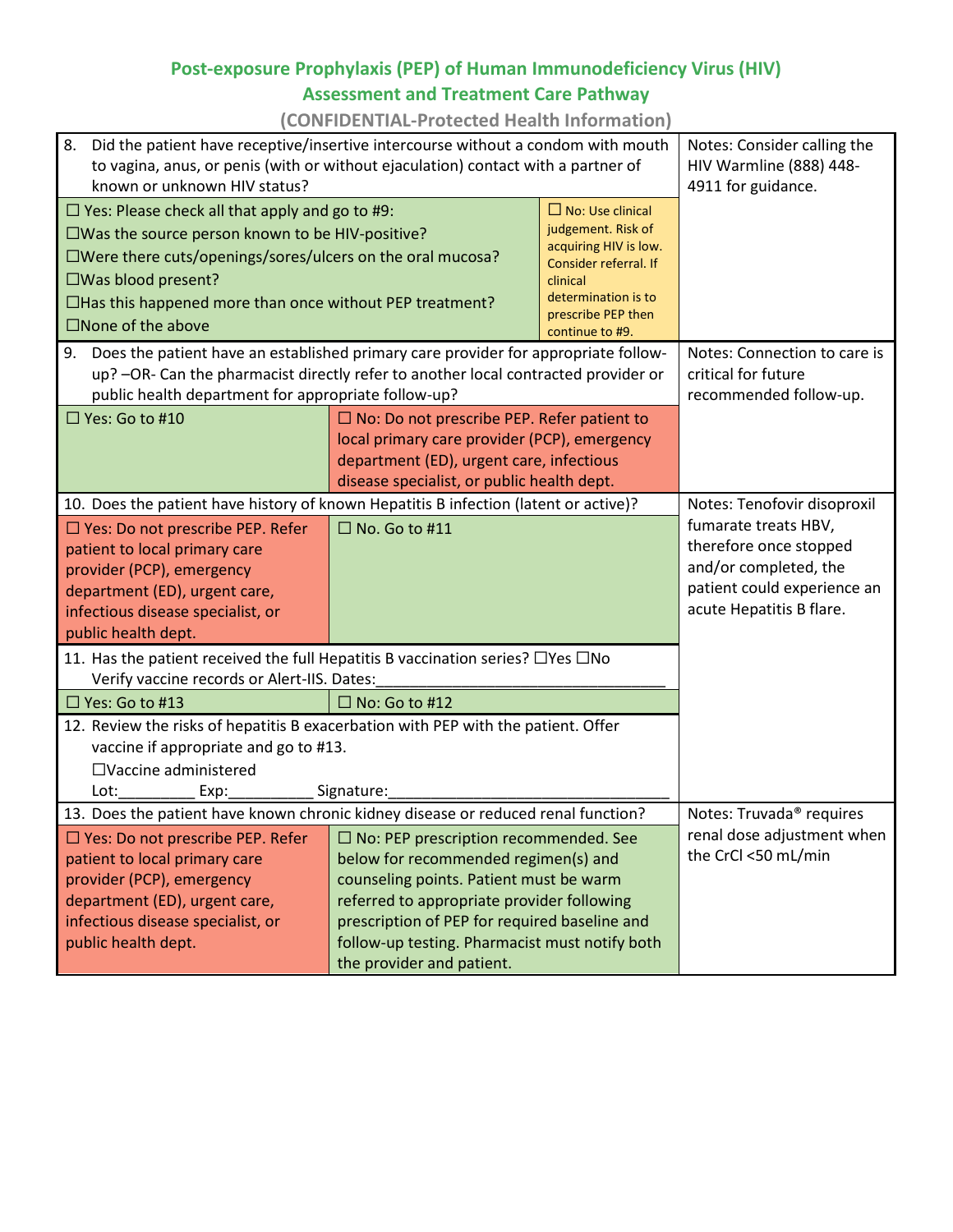## Post-exposure Prophylaxis (PEP) of Human Immunodeficiency Virus (HIV) Assessment and Treatment Care Pathway

**(CONFIDENTIAL-Protected Health Information)**

| Question | | | Notes |
|---|---|---|---|
| 8. Did the patient have receptive/insertive intercourse without a condom with mouth to vagina, anus, or penis (with or without ejaculation) contact with a partner of known or unknown HIV status? | | | Notes: Consider calling the HIV Warmline (888) 448-4911 for guidance. |
| ☐ Yes: Please check all that apply and go to #9:<br>☐Was the source person known to be HIV-positive?<br>☐Were there cuts/openings/sores/ulcers on the oral mucosa?<br>☐Was blood present?<br>☐Has this happened more than once without PEP treatment?<br>☐None of the above | | ☐ No: Use clinical judgement. Risk of acquiring HIV is low. Consider referral. If clinical determination is to prescribe PEP then continue to #9. | |
| 9. Does the patient have an established primary care provider for appropriate follow-up? –OR- Can the pharmacist directly refer to another local contracted provider or public health department for appropriate follow-up? | | | Notes: Connection to care is critical for future recommended follow-up. |
| ☐ Yes: Go to #10 | ☐ No: Do not prescribe PEP. Refer patient to local primary care provider (PCP), emergency department (ED), urgent care, infectious disease specialist, or public health dept. | | |
| 10. Does the patient have history of known Hepatitis B infection (latent or active)? | | | Notes: Tenofovir disoproxil fumarate treats HBV, therefore once stopped and/or completed, the patient could experience an acute Hepatitis B flare. |
| ☐ Yes: Do not prescribe PEP. Refer patient to local primary care provider (PCP), emergency department (ED), urgent care, infectious disease specialist, or public health dept. | ☐ No. Go to #11 | | |
| 11. Has the patient received the full Hepatitis B vaccination series? ☐Yes ☐No<br>Verify vaccine records or Alert-IIS. Dates:___________________________________ | | | |
| ☐ Yes: Go to #13 | ☐ No: Go to #12 | | |
| 12. Review the risks of hepatitis B exacerbation with PEP with the patient. Offer vaccine if appropriate and go to #13.<br>☐Vaccine administered<br>Lot:_________ Exp:__________ Signature:__________________________________ | | | |
| 13. Does the patient have known chronic kidney disease or reduced renal function? | | | Notes: Truvada® requires renal dose adjustment when the CrCl <50 mL/min |
| ☐ Yes: Do not prescribe PEP. Refer patient to local primary care provider (PCP), emergency department (ED), urgent care, infectious disease specialist, or public health dept. | ☐ No: PEP prescription recommended. See below for recommended regimen(s) and counseling points. Patient must be warm referred to appropriate provider following prescription of PEP for required baseline and follow-up testing. Pharmacist must notify both the provider and patient. | | |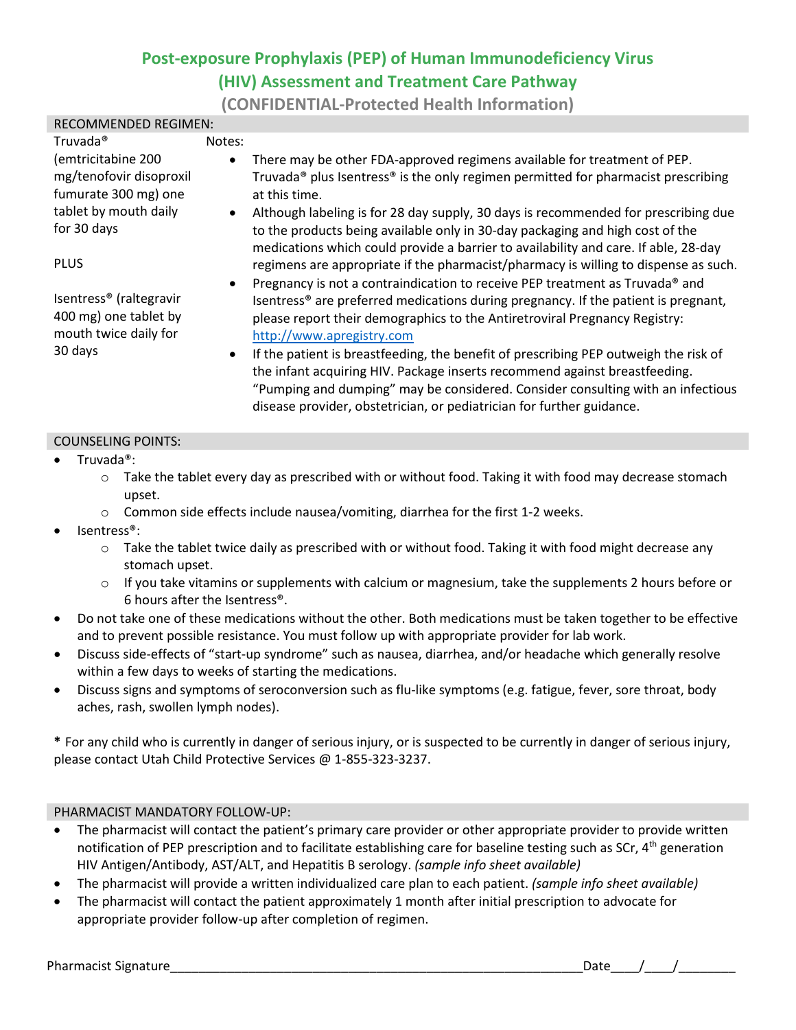# Post-exposure Prophylaxis (PEP) of Human Immunodeficiency Virus (HIV) Assessment and Treatment Care Pathway

## (CONFIDENTIAL-Protected Health Information)

### RECOMMENDED REGIMEN:

Truvada® (emtricitabine 200 mg/tenofovir disoproxil fumurate 300 mg) one tablet by mouth daily for 30 days

PLUS

Isentress® (raltegravir 400 mg) one tablet by mouth twice daily for 30 days

Notes:

- There may be other FDA-approved regimens available for treatment of PEP. Truvada® plus Isentress® is the only regimen permitted for pharmacist prescribing at this time.
- Although labeling is for 28 day supply, 30 days is recommended for prescribing due to the products being available only in 30-day packaging and high cost of the medications which could provide a barrier to availability and care. If able, 28-day regimens are appropriate if the pharmacist/pharmacy is willing to dispense as such.
- Pregnancy is not a contraindication to receive PEP treatment as Truvada® and Isentress® are preferred medications during pregnancy. If the patient is pregnant, please report their demographics to the Antiretroviral Pregnancy Registry: http://www.apregistry.com
- If the patient is breastfeeding, the benefit of prescribing PEP outweigh the risk of the infant acquiring HIV. Package inserts recommend against breastfeeding. "Pumping and dumping" may be considered. Consider consulting with an infectious disease provider, obstetrician, or pediatrician for further guidance.

### COUNSELING POINTS:

- Truvada®:
  - Take the tablet every day as prescribed with or without food. Taking it with food may decrease stomach upset.
  - Common side effects include nausea/vomiting, diarrhea for the first 1-2 weeks.
- Isentress®:
  - Take the tablet twice daily as prescribed with or without food. Taking it with food might decrease any stomach upset.
  - If you take vitamins or supplements with calcium or magnesium, take the supplements 2 hours before or 6 hours after the Isentress®.
- Do not take one of these medications without the other. Both medications must be taken together to be effective and to prevent possible resistance. You must follow up with appropriate provider for lab work.
- Discuss side-effects of "start-up syndrome" such as nausea, diarrhea, and/or headache which generally resolve within a few days to weeks of starting the medications.
- Discuss signs and symptoms of seroconversion such as flu-like symptoms (e.g. fatigue, fever, sore throat, body aches, rash, swollen lymph nodes).

**\*** For any child who is currently in danger of serious injury, or is suspected to be currently in danger of serious injury, please contact Utah Child Protective Services @ 1-855-323-3237.

### PHARMACIST MANDATORY FOLLOW-UP:

- The pharmacist will contact the patient's primary care provider or other appropriate provider to provide written notification of PEP prescription and to facilitate establishing care for baseline testing such as SCr, 4th generation HIV Antigen/Antibody, AST/ALT, and Hepatitis B serology. *(sample info sheet available)*
- The pharmacist will provide a written individualized care plan to each patient. *(sample info sheet available)*
- The pharmacist will contact the patient approximately 1 month after initial prescription to advocate for appropriate provider follow-up after completion of regimen.

Pharmacist Signature\_\_\_\_\_\_\_\_\_\_\_\_\_\_\_\_\_\_\_\_\_\_\_\_\_\_\_\_\_\_\_\_\_\_\_\_\_\_\_\_ Date\_\_\_\_/\_\_\_\_/\_\_\_\_\_\_\_\_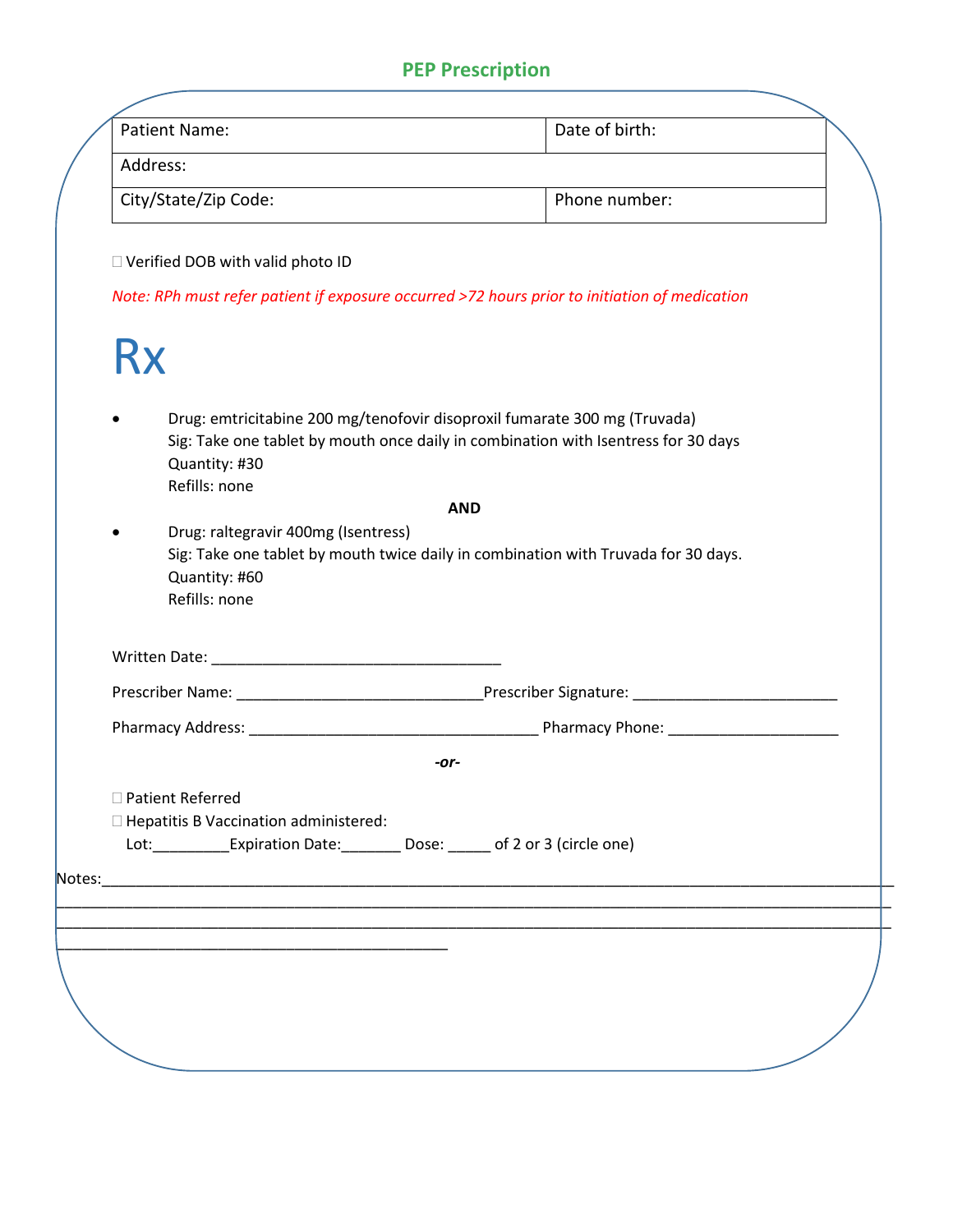## PEP Prescription

| Patient Name: | Date of birth: |
|---|---|
| Address: | |
| City/State/Zip Code: | Phone number: |

☐ Verified DOB with valid photo ID

*Note: RPh must refer patient if exposure occurred >72 hours prior to initiation of medication*

# Rx

- Drug: emtricitabine 200 mg/tenofovir disoproxil fumarate 300 mg (Truvada)
  Sig: Take one tablet by mouth once daily in combination with Isentress for 30 days
  Quantity: #30
  Refills: none

**AND**

- Drug: raltegravir 400mg (Isentress)
  Sig: Take one tablet by mouth twice daily in combination with Truvada for 30 days.
  Quantity: #60
  Refills: none

Written Date: ___________________________________

Prescriber Name: _____________________________ Prescriber Signature: ________________________

Pharmacy Address: __________________________________ Pharmacy Phone: ____________________

***-or-***

☐ Patient Referred

☐ Hepatitis B Vaccination administered:
Lot:_________Expiration Date:_______ Dose: _____ of 2 or 3 (circle one)

Notes:______________________________________________________________________________________
____________________________________________________________________________________________
____________________________________________________________________________________________
______________________________________________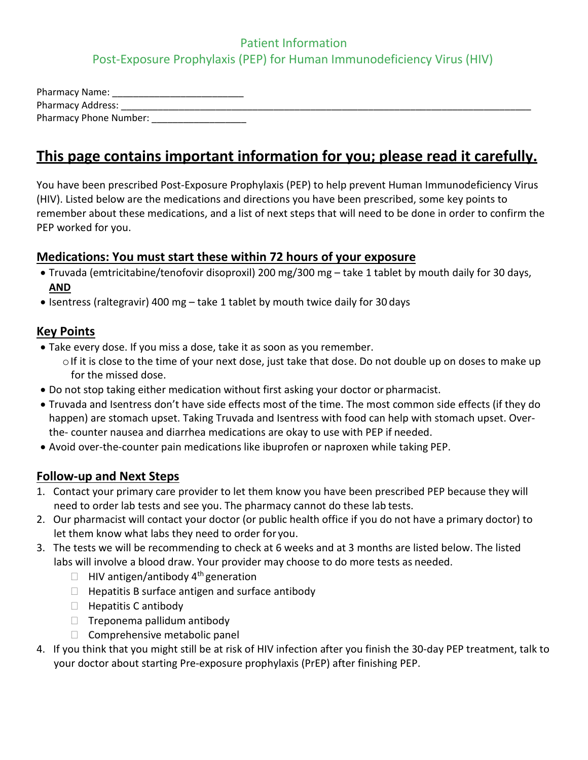Patient Information

Post-Exposure Prophylaxis (PEP) for Human Immunodeficiency Virus (HIV)

Pharmacy Name: ________________________

Pharmacy Address: ________________________________________________________________________

Pharmacy Phone Number: _________________

# **This page contains important information for you; please read it carefully.**

You have been prescribed Post-Exposure Prophylaxis (PEP) to help prevent Human Immunodeficiency Virus (HIV). Listed below are the medications and directions you have been prescribed, some key points to remember about these medications, and a list of next steps that will need to be done in order to confirm the PEP worked for you.

## **Medications: You must start these within 72 hours of your exposure**

- Truvada (emtricitabine/tenofovir disoproxil) 200 mg/300 mg – take 1 tablet by mouth daily for 30 days, **AND**
- Isentress (raltegravir) 400 mg – take 1 tablet by mouth twice daily for 30 days

## **Key Points**

- Take every dose. If you miss a dose, take it as soon as you remember.
  - If it is close to the time of your next dose, just take that dose. Do not double up on doses to make up for the missed dose.
- Do not stop taking either medication without first asking your doctor or pharmacist.
- Truvada and Isentress don't have side effects most of the time. The most common side effects (if they do happen) are stomach upset. Taking Truvada and Isentress with food can help with stomach upset. Over-the- counter nausea and diarrhea medications are okay to use with PEP if needed.
- Avoid over-the-counter pain medications like ibuprofen or naproxen while taking PEP.

## **Follow-up and Next Steps**

1. Contact your primary care provider to let them know you have been prescribed PEP because they will need to order lab tests and see you. The pharmacy cannot do these lab tests.
2. Our pharmacist will contact your doctor (or public health office if you do not have a primary doctor) to let them know what labs they need to order for you.
3. The tests we will be recommending to check at 6 weeks and at 3 months are listed below. The listed labs will involve a blood draw. Your provider may choose to do more tests as needed.
   - ☐ HIV antigen/antibody 4th generation
   - ☐ Hepatitis B surface antigen and surface antibody
   - ☐ Hepatitis C antibody
   - ☐ Treponema pallidum antibody
   - ☐ Comprehensive metabolic panel
4. If you think that you might still be at risk of HIV infection after you finish the 30-day PEP treatment, talk to your doctor about starting Pre-exposure prophylaxis (PrEP) after finishing PEP.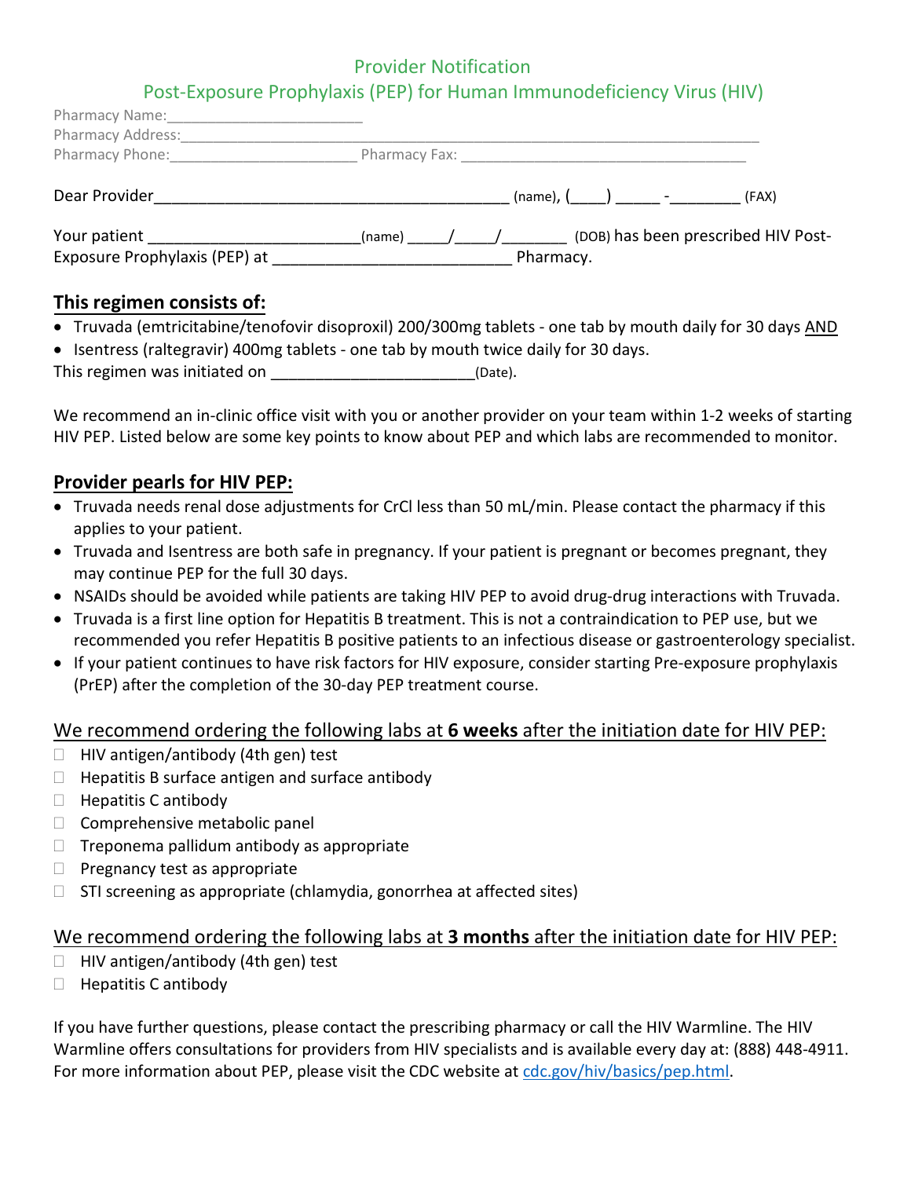## Provider Notification

## Post-Exposure Prophylaxis (PEP) for Human Immunodeficiency Virus (HIV)

Pharmacy Name:_______________________
Pharmacy Address:_______________________________________________________________________
Pharmacy Phone:______________________ Pharmacy Fax: __________________________________

Dear Provider_________________________________________ (name), (____) _____ -________ (FAX)

Your patient ________________________(name) _____/_____/_______ (DOB) has been prescribed HIV Post-Exposure Prophylaxis (PEP) at ___________________________ Pharmacy.

### This regimen consists of:

- Truvada (emtricitabine/tenofovir disoproxil) 200/300mg tablets - one tab by mouth daily for 30 days AND
- Isentress (raltegravir) 400mg tablets - one tab by mouth twice daily for 30 days.

This regimen was initiated on ______________________(Date).

We recommend an in-clinic office visit with you or another provider on your team within 1-2 weeks of starting HIV PEP. Listed below are some key points to know about PEP and which labs are recommended to monitor.

### Provider pearls for HIV PEP:

- Truvada needs renal dose adjustments for CrCl less than 50 mL/min. Please contact the pharmacy if this applies to your patient.
- Truvada and Isentress are both safe in pregnancy. If your patient is pregnant or becomes pregnant, they may continue PEP for the full 30 days.
- NSAIDs should be avoided while patients are taking HIV PEP to avoid drug-drug interactions with Truvada.
- Truvada is a first line option for Hepatitis B treatment. This is not a contraindication to PEP use, but we recommended you refer Hepatitis B positive patients to an infectious disease or gastroenterology specialist.
- If your patient continues to have risk factors for HIV exposure, consider starting Pre-exposure prophylaxis (PrEP) after the completion of the 30-day PEP treatment course.

### We recommend ordering the following labs at **6 weeks** after the initiation date for HIV PEP:

- ☐ HIV antigen/antibody (4th gen) test
- ☐ Hepatitis B surface antigen and surface antibody
- ☐ Hepatitis C antibody
- ☐ Comprehensive metabolic panel
- ☐ Treponema pallidum antibody as appropriate
- ☐ Pregnancy test as appropriate
- ☐ STI screening as appropriate (chlamydia, gonorrhea at affected sites)

### We recommend ordering the following labs at **3 months** after the initiation date for HIV PEP:

- ☐ HIV antigen/antibody (4th gen) test
- ☐ Hepatitis C antibody

If you have further questions, please contact the prescribing pharmacy or call the HIV Warmline. The HIV Warmline offers consultations for providers from HIV specialists and is available every day at: (888) 448-4911. For more information about PEP, please visit the CDC website at [cdc.gov/hiv/basics/pep.html](cdc.gov/hiv/basics/pep.html).